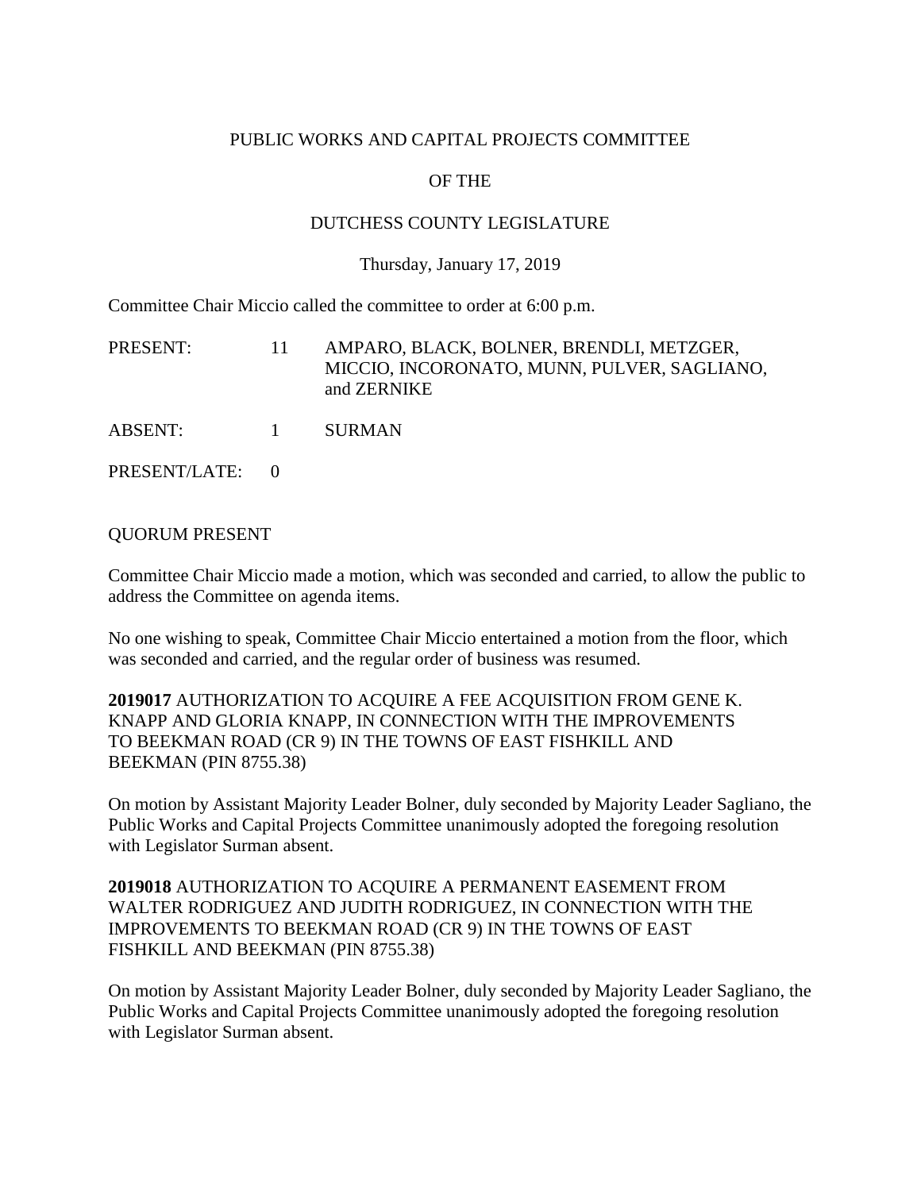PUBLIC WORKS AND CAPITAL PROJECTS COMMITTEE

OF THE

DUTCHESS COUNTY LEGISLATURE

Thursday, January 17, 2019

Committee Chair Miccio called the committee to order at 6:00 p.m.

| | | |
|---|---|---|
| PRESENT: | 11 | AMPARO, BLACK, BOLNER, BRENDLI, METZGER, MICCIO, INCORONATO, MUNN, PULVER, SAGLIANO, and ZERNIKE |
| ABSENT: | 1 | SURMAN |
| PRESENT/LATE: | 0 | |

QUORUM PRESENT

Committee Chair Miccio made a motion, which was seconded and carried, to allow the public to address the Committee on agenda items.

No one wishing to speak, Committee Chair Miccio entertained a motion from the floor, which was seconded and carried, and the regular order of business was resumed.

**2019017** AUTHORIZATION TO ACQUIRE A FEE ACQUISITION FROM GENE K. KNAPP AND GLORIA KNAPP, IN CONNECTION WITH THE IMPROVEMENTS TO BEEKMAN ROAD (CR 9) IN THE TOWNS OF EAST FISHKILL AND BEEKMAN (PIN 8755.38)

On motion by Assistant Majority Leader Bolner, duly seconded by Majority Leader Sagliano, the Public Works and Capital Projects Committee unanimously adopted the foregoing resolution with Legislator Surman absent.

**2019018** AUTHORIZATION TO ACQUIRE A PERMANENT EASEMENT FROM WALTER RODRIGUEZ AND JUDITH RODRIGUEZ, IN CONNECTION WITH THE IMPROVEMENTS TO BEEKMAN ROAD (CR 9) IN THE TOWNS OF EAST FISHKILL AND BEEKMAN (PIN 8755.38)

On motion by Assistant Majority Leader Bolner, duly seconded by Majority Leader Sagliano, the Public Works and Capital Projects Committee unanimously adopted the foregoing resolution with Legislator Surman absent.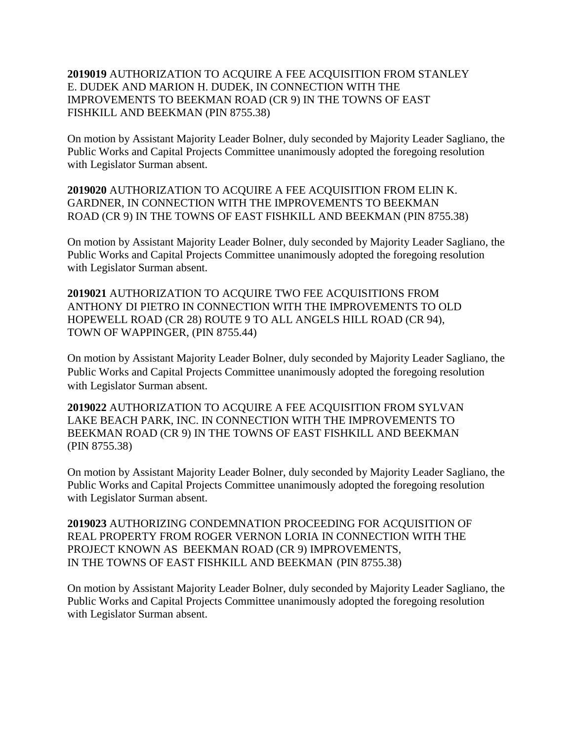**2019019** AUTHORIZATION TO ACQUIRE A FEE ACQUISITION FROM STANLEY E. DUDEK AND MARION H. DUDEK, IN CONNECTION WITH THE IMPROVEMENTS TO BEEKMAN ROAD (CR 9) IN THE TOWNS OF EAST FISHKILL AND BEEKMAN (PIN 8755.38)

On motion by Assistant Majority Leader Bolner, duly seconded by Majority Leader Sagliano, the Public Works and Capital Projects Committee unanimously adopted the foregoing resolution with Legislator Surman absent.

**2019020** AUTHORIZATION TO ACQUIRE A FEE ACQUISITION FROM ELIN K. GARDNER, IN CONNECTION WITH THE IMPROVEMENTS TO BEEKMAN ROAD (CR 9) IN THE TOWNS OF EAST FISHKILL AND BEEKMAN (PIN 8755.38)

On motion by Assistant Majority Leader Bolner, duly seconded by Majority Leader Sagliano, the Public Works and Capital Projects Committee unanimously adopted the foregoing resolution with Legislator Surman absent.

**2019021** AUTHORIZATION TO ACQUIRE TWO FEE ACQUISITIONS FROM ANTHONY DI PIETRO IN CONNECTION WITH THE IMPROVEMENTS TO OLD HOPEWELL ROAD (CR 28) ROUTE 9 TO ALL ANGELS HILL ROAD (CR 94), TOWN OF WAPPINGER, (PIN 8755.44)

On motion by Assistant Majority Leader Bolner, duly seconded by Majority Leader Sagliano, the Public Works and Capital Projects Committee unanimously adopted the foregoing resolution with Legislator Surman absent.

**2019022** AUTHORIZATION TO ACQUIRE A FEE ACQUISITION FROM SYLVAN LAKE BEACH PARK, INC. IN CONNECTION WITH THE IMPROVEMENTS TO BEEKMAN ROAD (CR 9) IN THE TOWNS OF EAST FISHKILL AND BEEKMAN (PIN 8755.38)

On motion by Assistant Majority Leader Bolner, duly seconded by Majority Leader Sagliano, the Public Works and Capital Projects Committee unanimously adopted the foregoing resolution with Legislator Surman absent.

**2019023** AUTHORIZING CONDEMNATION PROCEEDING FOR ACQUISITION OF REAL PROPERTY FROM ROGER VERNON LORIA IN CONNECTION WITH THE PROJECT KNOWN AS BEEKMAN ROAD (CR 9) IMPROVEMENTS, IN THE TOWNS OF EAST FISHKILL AND BEEKMAN (PIN 8755.38)

On motion by Assistant Majority Leader Bolner, duly seconded by Majority Leader Sagliano, the Public Works and Capital Projects Committee unanimously adopted the foregoing resolution with Legislator Surman absent.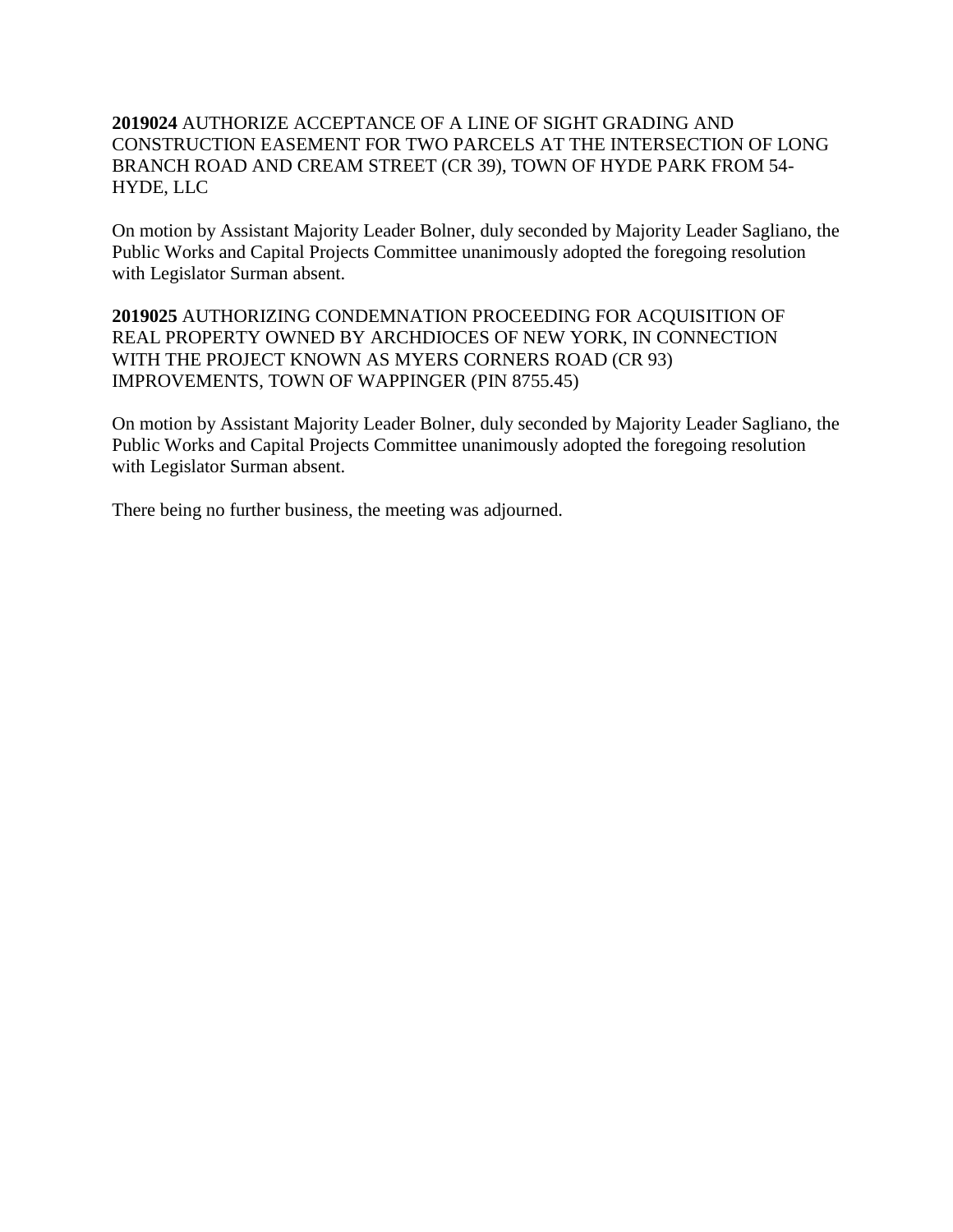**2019024** AUTHORIZE ACCEPTANCE OF A LINE OF SIGHT GRADING AND CONSTRUCTION EASEMENT FOR TWO PARCELS AT THE INTERSECTION OF LONG BRANCH ROAD AND CREAM STREET (CR 39), TOWN OF HYDE PARK FROM 54-HYDE, LLC

On motion by Assistant Majority Leader Bolner, duly seconded by Majority Leader Sagliano, the Public Works and Capital Projects Committee unanimously adopted the foregoing resolution with Legislator Surman absent.

**2019025** AUTHORIZING CONDEMNATION PROCEEDING FOR ACQUISITION OF REAL PROPERTY OWNED BY ARCHDIOCES OF NEW YORK, IN CONNECTION WITH THE PROJECT KNOWN AS MYERS CORNERS ROAD (CR 93) IMPROVEMENTS, TOWN OF WAPPINGER (PIN 8755.45)

On motion by Assistant Majority Leader Bolner, duly seconded by Majority Leader Sagliano, the Public Works and Capital Projects Committee unanimously adopted the foregoing resolution with Legislator Surman absent.

There being no further business, the meeting was adjourned.